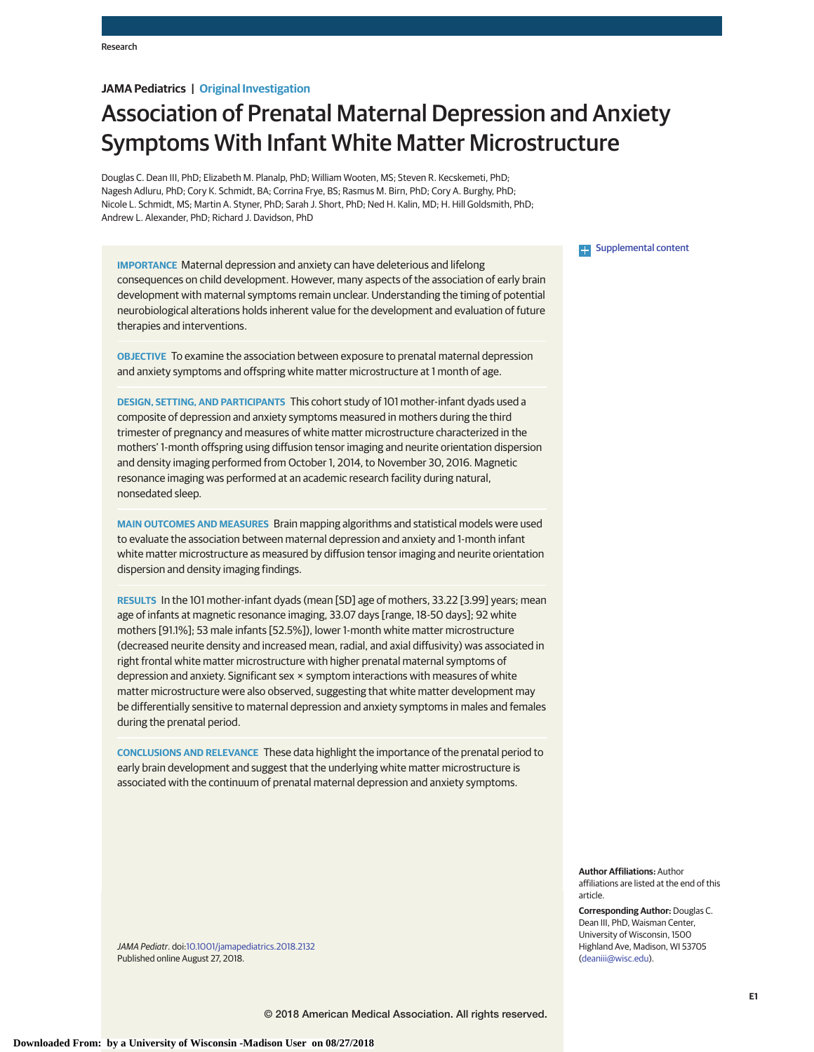JAMA Pediatrics | Original Investigation

# Association of Prenatal Maternal Depression and Anxiety Symptoms With Infant White Matter Microstructure

Douglas C. Dean III, PhD; Elizabeth M. Planalp, PhD; William Wooten, MS; Steven R. Kecskemeti, PhD; Nagesh Adluru, PhD; Cory K. Schmidt, BA; Corrina Frye, BS; Rasmus M. Birn, PhD; Cory A. Burghy, PhD; Nicole L. Schmidt, MS; Martin A. Styner, PhD; Sarah J. Short, PhD; Ned H. Kalin, MD; H. Hill Goldsmith, PhD; Andrew L. Alexander, PhD; Richard J. Davidson, PhD

Supplemental content

**IMPORTANCE** Maternal depression and anxiety can have deleterious and lifelong consequences on child development. However, many aspects of the association of early brain development with maternal symptoms remain unclear. Understanding the timing of potential neurobiological alterations holds inherent value for the development and evaluation of future therapies and interventions.

**OBJECTIVE** To examine the association between exposure to prenatal maternal depression and anxiety symptoms and offspring white matter microstructure at 1 month of age.

**DESIGN, SETTING, AND PARTICIPANTS** This cohort study of 101 mother-infant dyads used a composite of depression and anxiety symptoms measured in mothers during the third trimester of pregnancy and measures of white matter microstructure characterized in the mothers' 1-month offspring using diffusion tensor imaging and neurite orientation dispersion and density imaging performed from October 1, 2014, to November 30, 2016. Magnetic resonance imaging was performed at an academic research facility during natural, nonsedated sleep.

**MAIN OUTCOMES AND MEASURES** Brain mapping algorithms and statistical models were used to evaluate the association between maternal depression and anxiety and 1-month infant white matter microstructure as measured by diffusion tensor imaging and neurite orientation dispersion and density imaging findings.

**RESULTS** In the 101 mother-infant dyads (mean [SD] age of mothers, 33.22 [3.99] years; mean age of infants at magnetic resonance imaging, 33.07 days [range, 18-50 days]; 92 white mothers [91.1%]; 53 male infants [52.5%]), lower 1-month white matter microstructure (decreased neurite density and increased mean, radial, and axial diffusivity) was associated in right frontal white matter microstructure with higher prenatal maternal symptoms of depression and anxiety. Significant sex × symptom interactions with measures of white matter microstructure were also observed, suggesting that white matter development may be differentially sensitive to maternal depression and anxiety symptoms in males and females during the prenatal period.

**CONCLUSIONS AND RELEVANCE** These data highlight the importance of the prenatal period to early brain development and suggest that the underlying white matter microstructure is associated with the continuum of prenatal maternal depression and anxiety symptoms.

*JAMA Pediatr*. doi:10.1001/jamapediatrics.2018.2132
Published online August 27, 2018.

**Author Affiliations:** Author affiliations are listed at the end of this article.

**Corresponding Author:** Douglas C. Dean III, PhD, Waisman Center, University of Wisconsin, 1500 Highland Ave, Madison, WI 53705 (deaniii@wisc.edu).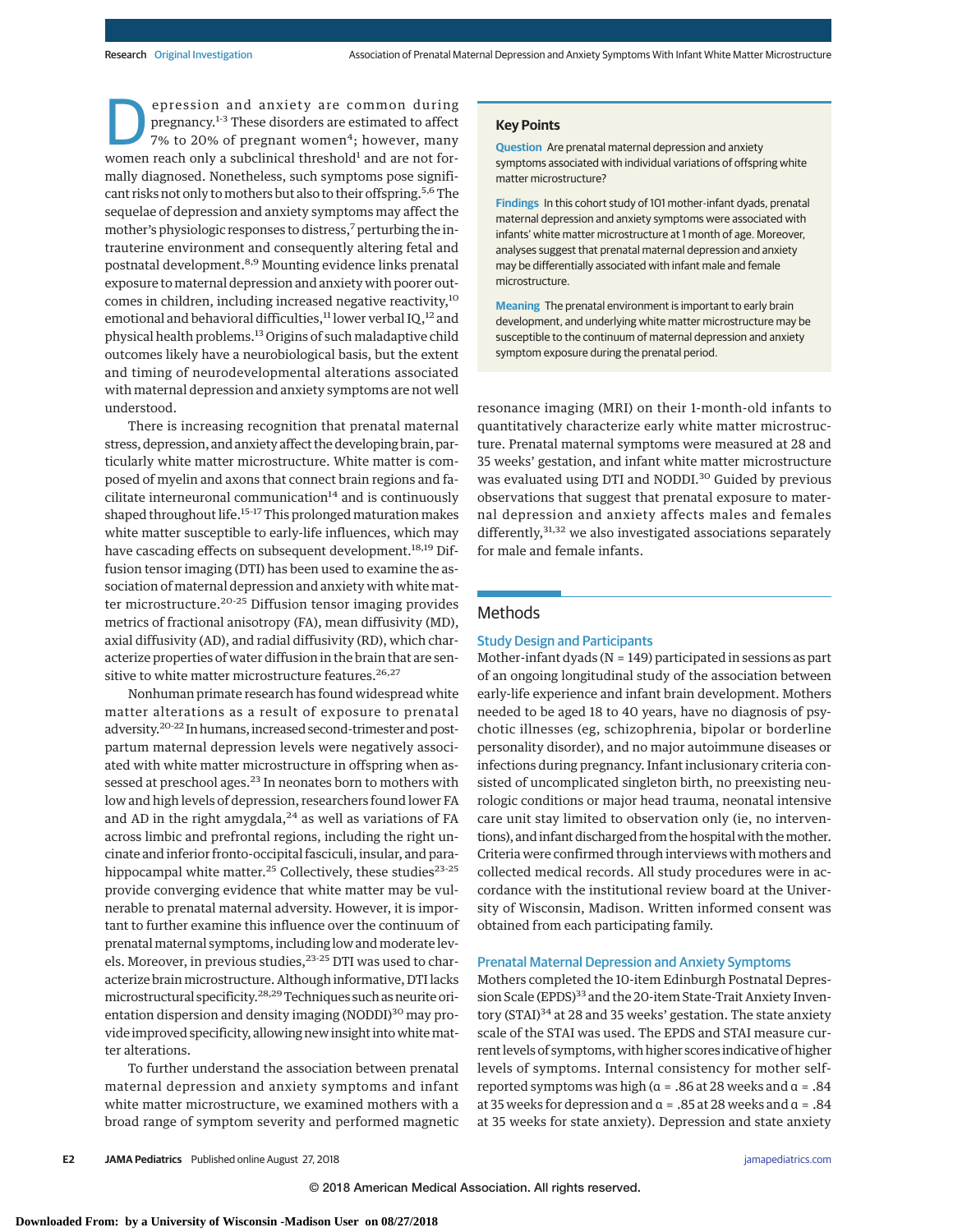Depression and anxiety are common during pregnancy.[1-3] These disorders are estimated to affect 7% to 20% of pregnant women[4]; however, many women reach only a subclinical threshold[1] and are not formally diagnosed. Nonetheless, such symptoms pose significant risks not only to mothers but also to their offspring.[5,6] The sequelae of depression and anxiety symptoms may affect the mother's physiologic responses to distress,[7] perturbing the intrauterine environment and consequently altering fetal and postnatal development.[8,9] Mounting evidence links prenatal exposure to maternal depression and anxiety with poorer outcomes in children, including increased negative reactivity,[10] emotional and behavioral difficulties,[11] lower verbal IQ,[12] and physical health problems.[13] Origins of such maladaptive child outcomes likely have a neurobiological basis, but the extent and timing of neurodevelopmental alterations associated with maternal depression and anxiety symptoms are not well understood.

There is increasing recognition that prenatal maternal stress, depression, and anxiety affect the developing brain, particularly white matter microstructure. White matter is composed of myelin and axons that connect brain regions and facilitate interneuronal communication[14] and is continuously shaped throughout life.[15-17] This prolonged maturation makes white matter susceptible to early-life influences, which may have cascading effects on subsequent development.[18,19] Diffusion tensor imaging (DTI) has been used to examine the association of maternal depression and anxiety with white matter microstructure.[20-25] Diffusion tensor imaging provides metrics of fractional anisotropy (FA), mean diffusivity (MD), axial diffusivity (AD), and radial diffusivity (RD), which characterize properties of water diffusion in the brain that are sensitive to white matter microstructure features.[26,27]

Nonhuman primate research has found widespread white matter alterations as a result of exposure to prenatal adversity.[20-22] In humans, increased second-trimester and postpartum maternal depression levels were negatively associated with white matter microstructure in offspring when assessed at preschool ages.[23] In neonates born to mothers with low and high levels of depression, researchers found lower FA and AD in the right amygdala,[24] as well as variations of FA across limbic and prefrontal regions, including the right uncinate and inferior fronto-occipital fasciculi, insular, and parahippocampal white matter.[25] Collectively, these studies[23-25] provide converging evidence that white matter may be vulnerable to prenatal maternal adversity. However, it is important to further examine this influence over the continuum of prenatal maternal symptoms, including low and moderate levels. Moreover, in previous studies,[23-25] DTI was used to characterize brain microstructure. Although informative, DTI lacks microstructural specificity.[28,29] Techniques such as neurite orientation dispersion and density imaging (NODDI)[30] may provide improved specificity, allowing new insight into white matter alterations.

To further understand the association between prenatal maternal depression and anxiety symptoms and infant white matter microstructure, we examined mothers with a broad range of symptom severity and performed magnetic resonance imaging (MRI) on their 1-month-old infants to quantitatively characterize early white matter microstructure. Prenatal maternal symptoms were measured at 28 and 35 weeks' gestation, and infant white matter microstructure was evaluated using DTI and NODDI.[30] Guided by previous observations that suggest that prenatal exposure to maternal depression and anxiety affects males and females differently,[31,32] we also investigated associations separately for male and female infants.

**Key Points**

**Question** Are prenatal maternal depression and anxiety symptoms associated with individual variations of offspring white matter microstructure?

**Findings** In this cohort study of 101 mother-infant dyads, prenatal maternal depression and anxiety symptoms were associated with infants' white matter microstructure at 1 month of age. Moreover, analyses suggest that prenatal maternal depression and anxiety may be differentially associated with infant male and female microstructure.

**Meaning** The prenatal environment is important to early brain development, and underlying white matter microstructure may be susceptible to the continuum of maternal depression and anxiety symptom exposure during the prenatal period.

## Methods

### Study Design and Participants

Mother-infant dyads (N = 149) participated in sessions as part of an ongoing longitudinal study of the association between early-life experience and infant brain development. Mothers needed to be aged 18 to 40 years, have no diagnosis of psychotic illnesses (eg, schizophrenia, bipolar or borderline personality disorder), and no major autoimmune diseases or infections during pregnancy. Infant inclusionary criteria consisted of uncomplicated singleton birth, no preexisting neurologic conditions or major head trauma, neonatal intensive care unit stay limited to observation only (ie, no interventions), and infant discharged from the hospital with the mother. Criteria were confirmed through interviews with mothers and collected medical records. All study procedures were in accordance with the institutional review board at the University of Wisconsin, Madison. Written informed consent was obtained from each participating family.

### Prenatal Maternal Depression and Anxiety Symptoms

Mothers completed the 10-item Edinburgh Postnatal Depression Scale (EPDS)[33] and the 20-item State-Trait Anxiety Inventory (STAI)[34] at 28 and 35 weeks' gestation. The state anxiety scale of the STAI was used. The EPDS and STAI measure current levels of symptoms, with higher scores indicative of higher levels of symptoms. Internal consistency for mother self-reported symptoms was high ($\alpha$ = .86 at 28 weeks and $\alpha$ = .84 at 35 weeks for depression and $\alpha$ = .85 at 28 weeks and $\alpha$ = .84 at 35 weeks for state anxiety). Depression and state anxiety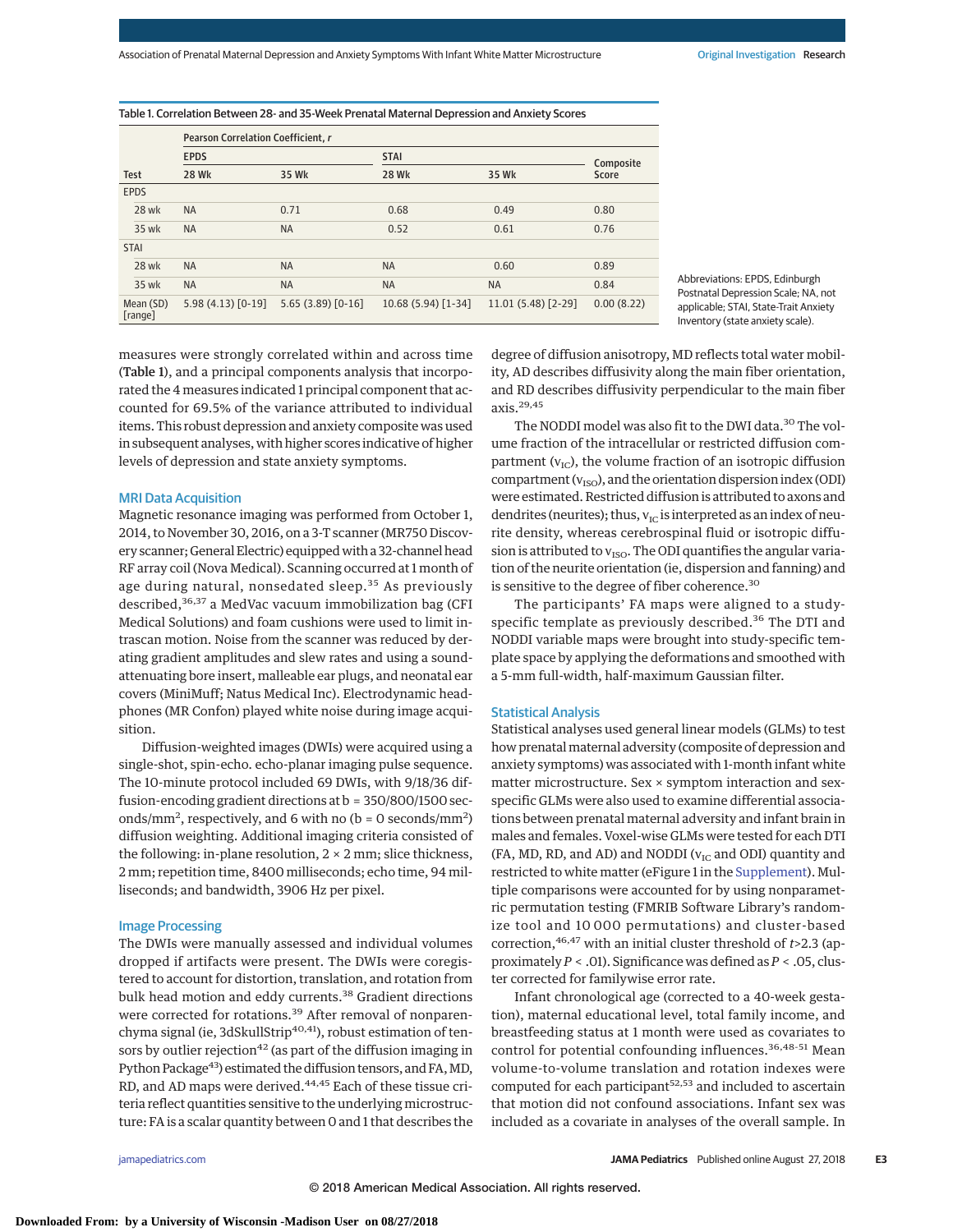Table 1. Correlation Between 28- and 35-Week Prenatal Maternal Depression and Anxiety Scores

| Test | Pearson Correlation Coefficient, *r* | | | | |
|---|---|---|---|---|---|
| | EPDS | | STAI | | Composite Score |
| | 28 Wk | 35 Wk | 28 Wk | 35 Wk | |
| EPDS | | | | | |
| 28 wk | NA | 0.71 | 0.68 | 0.49 | 0.80 |
| 35 wk | NA | NA | 0.52 | 0.61 | 0.76 |
| STAI | | | | | |
| 28 wk | NA | NA | NA | 0.60 | 0.89 |
| 35 wk | NA | NA | NA | NA | 0.84 |
| Mean (SD) [range] | 5.98 (4.13) [0-19] | 5.65 (3.89) [0-16] | 10.68 (5.94) [1-34] | 11.01 (5.48) [2-29] | 0.00 (8.22) |

Abbreviations: EPDS, Edinburgh Postnatal Depression Scale; NA, not applicable; STAI, State-Trait Anxiety Inventory (state anxiety scale).

measures were strongly correlated within and across time (**Table 1**), and a principal components analysis that incorporated the 4 measures indicated 1 principal component that accounted for 69.5% of the variance attributed to individual items. This robust depression and anxiety composite was used in subsequent analyses, with higher scores indicative of higher levels of depression and state anxiety symptoms.

### MRI Data Acquisition

Magnetic resonance imaging was performed from October 1, 2014, to November 30, 2016, on a 3-T scanner (MR750 Discovery scanner; General Electric) equipped with a 32-channel head RF array coil (Nova Medical). Scanning occurred at 1 month of age during natural, nonsedated sleep.[35] As previously described,[36,37] a MedVac vacuum immobilization bag (CFI Medical Solutions) and foam cushions were used to limit intrascan motion. Noise from the scanner was reduced by derating gradient amplitudes and slew rates and using a sound-attenuating bore insert, malleable ear plugs, and neonatal ear covers (MiniMuff; Natus Medical Inc). Electrodynamic headphones (MR Confon) played white noise during image acquisition.

Diffusion-weighted images (DWIs) were acquired using a single-shot, spin-echo. echo-planar imaging pulse sequence. The 10-minute protocol included 69 DWIs, with 9/18/36 diffusion-encoding gradient directions at b = 350/800/1500 seconds/mm$^2$, respectively, and 6 with no (b = 0 seconds/mm$^2$) diffusion weighting. Additional imaging criteria consisted of the following: in-plane resolution, 2 × 2 mm; slice thickness, 2 mm; repetition time, 8400 milliseconds; echo time, 94 milliseconds; and bandwidth, 3906 Hz per pixel.

### Image Processing

The DWIs were manually assessed and individual volumes dropped if artifacts were present. The DWIs were coregistered to account for distortion, translation, and rotation from bulk head motion and eddy currents.[38] Gradient directions were corrected for rotations.[39] After removal of nonparenchyma signal (ie, 3dSkullStrip[40,41]), robust estimation of tensors by outlier rejection[42] (as part of the diffusion imaging in Python Package[43]) estimated the diffusion tensors, and FA, MD, RD, and AD maps were derived.[44,45] Each of these tissue criteria reflect quantities sensitive to the underlying microstructure: FA is a scalar quantity between 0 and 1 that describes the degree of diffusion anisotropy, MD reflects total water mobility, AD describes diffusivity along the main fiber orientation, and RD describes diffusivity perpendicular to the main fiber axis.[29,45]

The NODDI model was also fit to the DWI data.[30] The volume fraction of the intracellular or restricted diffusion compartment ($v_{IC}$), the volume fraction of an isotropic diffusion compartment ($v_{ISO}$), and the orientation dispersion index (ODI) were estimated. Restricted diffusion is attributed to axons and dendrites (neurites); thus, $v_{IC}$ is interpreted as an index of neurite density, whereas cerebrospinal fluid or isotropic diffusion is attributed to $v_{ISO}$. The ODI quantifies the angular variation of the neurite orientation (ie, dispersion and fanning) and is sensitive to the degree of fiber coherence.[30]

The participants' FA maps were aligned to a study-specific template as previously described.[36] The DTI and NODDI variable maps were brought into study-specific template space by applying the deformations and smoothed with a 5-mm full-width, half-maximum Gaussian filter.

### Statistical Analysis

Statistical analyses used general linear models (GLMs) to test how prenatal maternal adversity (composite of depression and anxiety symptoms) was associated with 1-month infant white matter microstructure. Sex × symptom interaction and sex-specific GLMs were also used to examine differential associations between prenatal maternal adversity and infant brain in males and females. Voxel-wise GLMs were tested for each DTI (FA, MD, RD, and AD) and NODDI ($v_{IC}$ and ODI) quantity and restricted to white matter (eFigure 1 in the Supplement). Multiple comparisons were accounted for by using nonparametric permutation testing (FMRIB Software Library's randomize tool and 10 000 permutations) and cluster-based correction,[46,47] with an initial cluster threshold of $t > 2.3$ (approximately $P < .01$). Significance was defined as $P < .05$, cluster corrected for familywise error rate.

Infant chronological age (corrected to a 40-week gestation), maternal educational level, total family income, and breastfeeding status at 1 month were used as covariates to control for potential confounding influences.[36,48-51] Mean volume-to-volume translation and rotation indexes were computed for each participant[52,53] and included to ascertain that motion did not confound associations. Infant sex was included as a covariate in analyses of the overall sample. In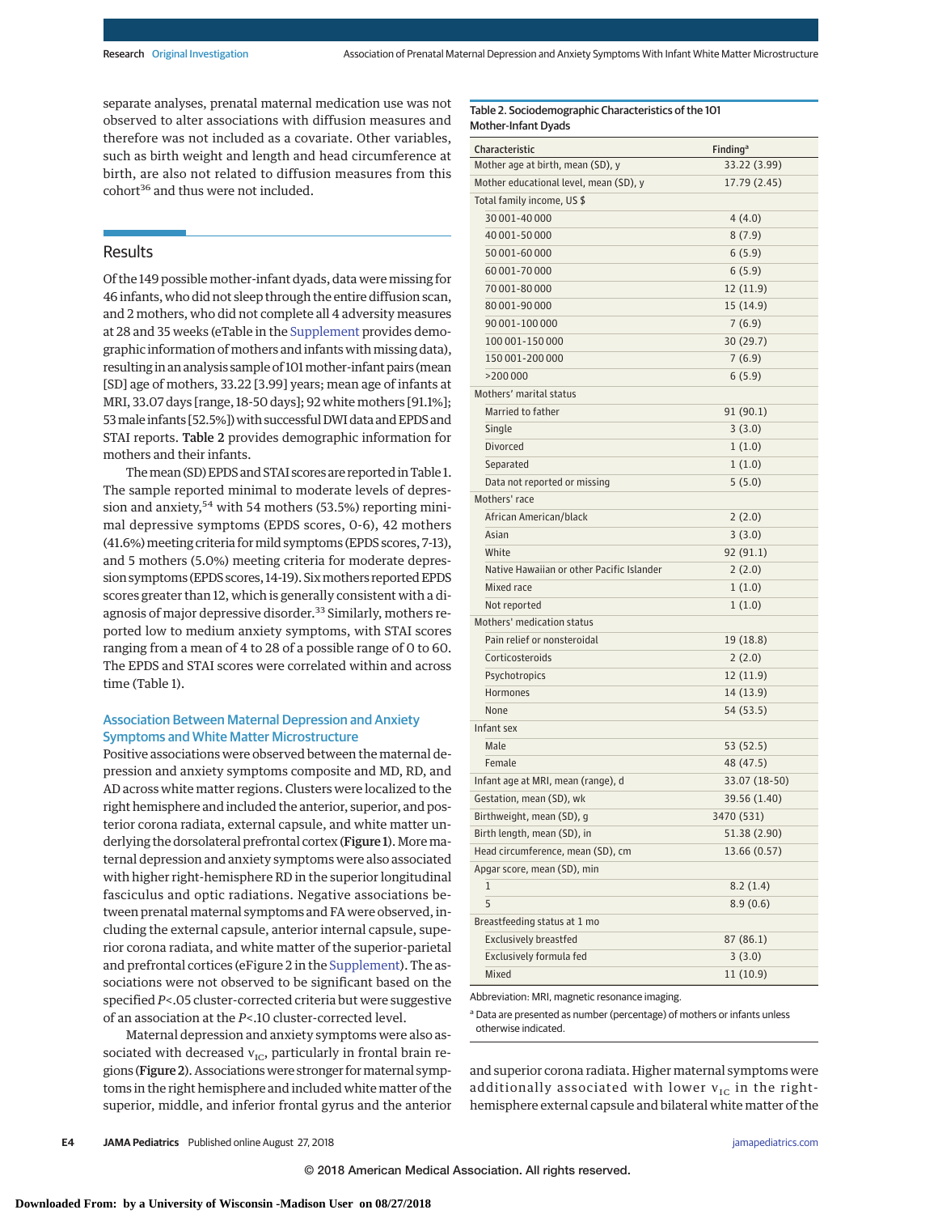separate analyses, prenatal maternal medication use was not observed to alter associations with diffusion measures and therefore was not included as a covariate. Other variables, such as birth weight and length and head circumference at birth, are also not related to diffusion measures from this cohort[36] and thus were not included.

## Results

Of the 149 possible mother-infant dyads, data were missing for 46 infants, who did not sleep through the entire diffusion scan, and 2 mothers, who did not complete all 4 adversity measures at 28 and 35 weeks (eTable in the Supplement provides demographic information of mothers and infants with missing data), resulting in an analysis sample of 101 mother-infant pairs (mean [SD] age of mothers, 33.22 [3.99] years; mean age of infants at MRI, 33.07 days [range, 18-50 days]; 92 white mothers [91.1%]; 53 male infants [52.5%]) with successful DWI data and EPDS and STAI reports. **Table 2** provides demographic information for mothers and their infants.

The mean (SD) EPDS and STAI scores are reported in Table 1. The sample reported minimal to moderate levels of depression and anxiety,[54] with 54 mothers (53.5%) reporting minimal depressive symptoms (EPDS scores, 0-6), 42 mothers (41.6%) meeting criteria for mild symptoms (EPDS scores, 7-13), and 5 mothers (5.0%) meeting criteria for moderate depression symptoms (EPDS scores, 14-19). Six mothers reported EPDS scores greater than 12, which is generally consistent with a diagnosis of major depressive disorder.[33] Similarly, mothers reported low to medium anxiety symptoms, with STAI scores ranging from a mean of 4 to 28 of a possible range of 0 to 60. The EPDS and STAI scores were correlated within and across time (Table 1).

### Association Between Maternal Depression and Anxiety Symptoms and White Matter Microstructure

Positive associations were observed between the maternal depression and anxiety symptoms composite and MD, RD, and AD across white matter regions. Clusters were localized to the right hemisphere and included the anterior, superior, and posterior corona radiata, external capsule, and white matter underlying the dorsolateral prefrontal cortex (**Figure 1**). More maternal depression and anxiety symptoms were also associated with higher right-hemisphere RD in the superior longitudinal fasciculus and optic radiations. Negative associations between prenatal maternal symptoms and FA were observed, including the external capsule, anterior internal capsule, superior corona radiata, and white matter of the superior-parietal and prefrontal cortices (eFigure 2 in the Supplement). The associations were not observed to be significant based on the specified *P*<.05 cluster-corrected criteria but were suggestive of an association at the *P*<.10 cluster-corrected level.

Maternal depression and anxiety symptoms were also associated with decreased $v_{IC}$, particularly in frontal brain regions (**Figure 2**). Associations were stronger for maternal symptoms in the right hemisphere and included white matter of the superior, middle, and inferior frontal gyrus and the anterior and superior corona radiata. Higher maternal symptoms were additionally associated with lower $v_{IC}$ in the right-hemisphere external capsule and bilateral white matter of the

**Table 2. Sociodemographic Characteristics of the 101 Mother-Infant Dyads**

| Characteristic | Finding[a] |
|---|---|
| Mother age at birth, mean (SD), y | 33.22 (3.99) |
| Mother educational level, mean (SD), y | 17.79 (2.45) |
| Total family income, US $ | |
| 30 001-40 000 | 4 (4.0) |
| 40 001-50 000 | 8 (7.9) |
| 50 001-60 000 | 6 (5.9) |
| 60 001-70 000 | 6 (5.9) |
| 70 001-80 000 | 12 (11.9) |
| 80 001-90 000 | 15 (14.9) |
| 90 001-100 000 | 7 (6.9) |
| 100 001-150 000 | 30 (29.7) |
| 150 001-200 000 | 7 (6.9) |
| >200 000 | 6 (5.9) |
| Mothers' marital status | |
| Married to father | 91 (90.1) |
| Single | 3 (3.0) |
| Divorced | 1 (1.0) |
| Separated | 1 (1.0) |
| Data not reported or missing | 5 (5.0) |
| Mothers' race | |
| African American/black | 2 (2.0) |
| Asian | 3 (3.0) |
| White | 92 (91.1) |
| Native Hawaiian or other Pacific Islander | 2 (2.0) |
| Mixed race | 1 (1.0) |
| Not reported | 1 (1.0) |
| Mothers' medication status | |
| Pain relief or nonsteroidal | 19 (18.8) |
| Corticosteroids | 2 (2.0) |
| Psychotropics | 12 (11.9) |
| Hormones | 14 (13.9) |
| None | 54 (53.5) |
| Infant sex | |
| Male | 53 (52.5) |
| Female | 48 (47.5) |
| Infant age at MRI, mean (range), d | 33.07 (18-50) |
| Gestation, mean (SD), wk | 39.56 (1.40) |
| Birthweight, mean (SD), g | 3470 (531) |
| Birth length, mean (SD), in | 51.38 (2.90) |
| Head circumference, mean (SD), cm | 13.66 (0.57) |
| Apgar score, mean (SD), min | |
| 1 | 8.2 (1.4) |
| 5 | 8.9 (0.6) |
| Breastfeeding status at 1 mo | |
| Exclusively breastfed | 87 (86.1) |
| Exclusively formula fed | 3 (3.0) |
| Mixed | 11 (10.9) |

Abbreviation: MRI, magnetic resonance imaging.

[a] Data are presented as number (percentage) of mothers or infants unless otherwise indicated.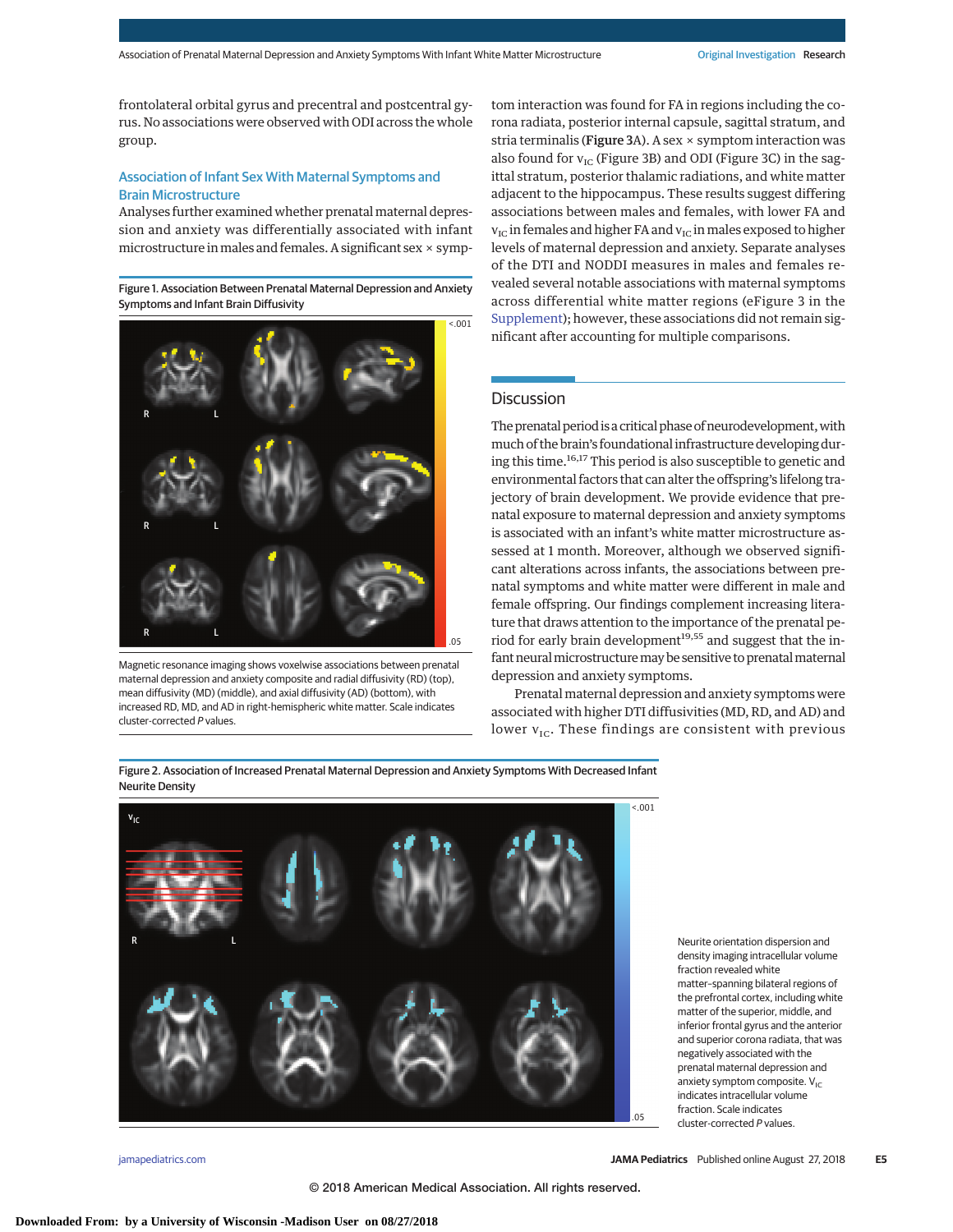frontolateral orbital gyrus and precentral and postcentral gyrus. No associations were observed with ODI across the whole group.

### Association of Infant Sex With Maternal Symptoms and Brain Microstructure

Analyses further examined whether prenatal maternal depression and anxiety was differentially associated with infant microstructure in males and females. A significant sex × symptom interaction was found for FA in regions including the corona radiata, posterior internal capsule, sagittal stratum, and stria terminalis (Figure 3A). A sex × symptom interaction was also found for $v_{IC}$ (Figure 3B) and ODI (Figure 3C) in the sagittal stratum, posterior thalamic radiations, and white matter adjacent to the hippocampus. These results suggest differing associations between males and females, with lower FA and $v_{IC}$ in females and higher FA and $v_{IC}$ in males exposed to higher levels of maternal depression and anxiety. Separate analyses of the DTI and NODDI measures in males and females revealed several notable associations with maternal symptoms across differential white matter regions (eFigure 3 in the Supplement); however, these associations did not remain significant after accounting for multiple comparisons.

Figure 1. Association Between Prenatal Maternal Depression and Anxiety Symptoms and Infant Brain Diffusivity

Magnetic resonance imaging shows voxelwise associations between prenatal maternal depression and anxiety composite and radial diffusivity (RD) (top), mean diffusivity (MD) (middle), and axial diffusivity (AD) (bottom), with increased RD, MD, and AD in right-hemispheric white matter. Scale indicates cluster-corrected *P* values.

## Discussion

The prenatal period is a critical phase of neurodevelopment, with much of the brain's foundational infrastructure developing during this time.[16,17] This period is also susceptible to genetic and environmental factors that can alter the offspring's lifelong trajectory of brain development. We provide evidence that prenatal exposure to maternal depression and anxiety symptoms is associated with an infant's white matter microstructure assessed at 1 month. Moreover, although we observed significant alterations across infants, the associations between prenatal symptoms and white matter were different in male and female offspring. Our findings complement increasing literature that draws attention to the importance of the prenatal period for early brain development[19,55] and suggest that the infant neural microstructure may be sensitive to prenatal maternal depression and anxiety symptoms.

Prenatal maternal depression and anxiety symptoms were associated with higher DTI diffusivities (MD, RD, and AD) and lower $v_{IC}$. These findings are consistent with previous

Figure 2. Association of Increased Prenatal Maternal Depression and Anxiety Symptoms With Decreased Infant Neurite Density

Neurite orientation dispersion and density imaging intracellular volume fraction revealed white matter–spanning bilateral regions of the prefrontal cortex, including white matter of the superior, middle, and inferior frontal gyrus and the anterior and superior corona radiata, that was negatively associated with the prenatal maternal depression and anxiety symptom composite. $V_{IC}$ indicates intracellular volume fraction. Scale indicates cluster-corrected *P* values.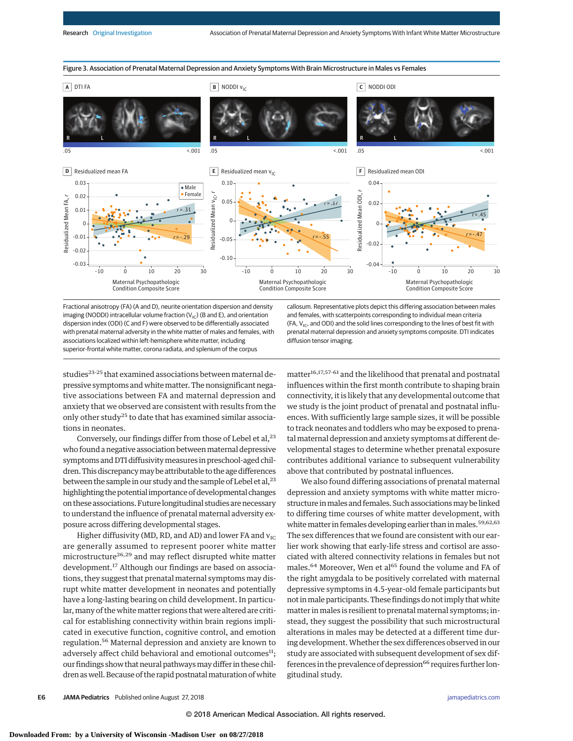Figure 3. Association of Prenatal Maternal Depression and Anxiety Symptoms With Brain Microstructure in Males vs Females

Fractional anisotropy (FA) (A and D), neurite orientation dispersion and density imaging (NODDI) intracellular volume fraction ($V_{IC}$) (B and E), and orientation dispersion index (ODI) (C and F) were observed to be differentially associated with prenatal maternal adversity in the white matter of males and females, with associations localized within left-hemisphere white matter, including superior-frontal white matter, corona radiata, and splenium of the corpus callosum. Representative plots depict this differing association between males and females, with scatterpoints corresponding to individual mean criteria (FA, $V_{IC}$, and ODI) and the solid lines corresponding to the lines of best fit with prenatal maternal depression and anxiety symptoms composite. DTI indicates diffusion tensor imaging.

studies[23-25] that examined associations between maternal depressive symptoms and white matter. The nonsignificant negative associations between FA and maternal depression and anxiety that we observed are consistent with results from the only other study[25] to date that has examined similar associations in neonates.

Conversely, our findings differ from those of Lebel et al,[23] who found a negative association between maternal depressive symptoms and DTI diffusivity measures in preschool-aged children. This discrepancy may be attributable to the age differences between the sample in our study and the sample of Lebel et al,[23] highlighting the potential importance of developmental changes on these associations. Future longitudinal studies are necessary to understand the influence of prenatal maternal adversity exposure across differing developmental stages.

Higher diffusivity (MD, RD, and AD) and lower FA and $v_{IC}$ are generally assumed to represent poorer white matter microstructure[26,29] and may reflect disrupted white matter development.[17] Although our findings are based on associations, they suggest that prenatal maternal symptoms may disrupt white matter development in neonates and potentially have a long-lasting bearing on child development. In particular, many of the white matter regions that were altered are critical for establishing connectivity within brain regions implicated in executive function, cognitive control, and emotion regulation.[56] Maternal depression and anxiety are known to adversely affect child behavioral and emotional outcomes[11]; our findings show that neural pathways may differ in these children as well. Because of the rapid postnatal maturation of white matter[16,17,57-61] and the likelihood that prenatal and postnatal influences within the first month contribute to shaping brain connectivity, it is likely that any developmental outcome that we study is the joint product of prenatal and postnatal influences. With sufficiently large sample sizes, it will be possible to track neonates and toddlers who may be exposed to prenatal maternal depression and anxiety symptoms at different developmental stages to determine whether prenatal exposure contributes additional variance to subsequent vulnerability above that contributed by postnatal influences.

We also found differing associations of prenatal maternal depression and anxiety symptoms with white matter microstructure in males and females. Such associations may be linked to differing time courses of white matter development, with white matter in females developing earlier than in males.[59,62,63] The sex differences that we found are consistent with our earlier work showing that early-life stress and cortisol are associated with altered connectivity relations in females but not males.[64] Moreover, Wen et al[65] found the volume and FA of the right amygdala to be positively correlated with maternal depressive symptoms in 4.5-year-old female participants but not in male participants. These findings do not imply that white matter in males is resilient to prenatal maternal symptoms; instead, they suggest the possibility that such microstructural alterations in males may be detected at a different time during development. Whether the sex differences observed in our study are associated with subsequent development of sex differences in the prevalence of depression[66] requires further longitudinal study.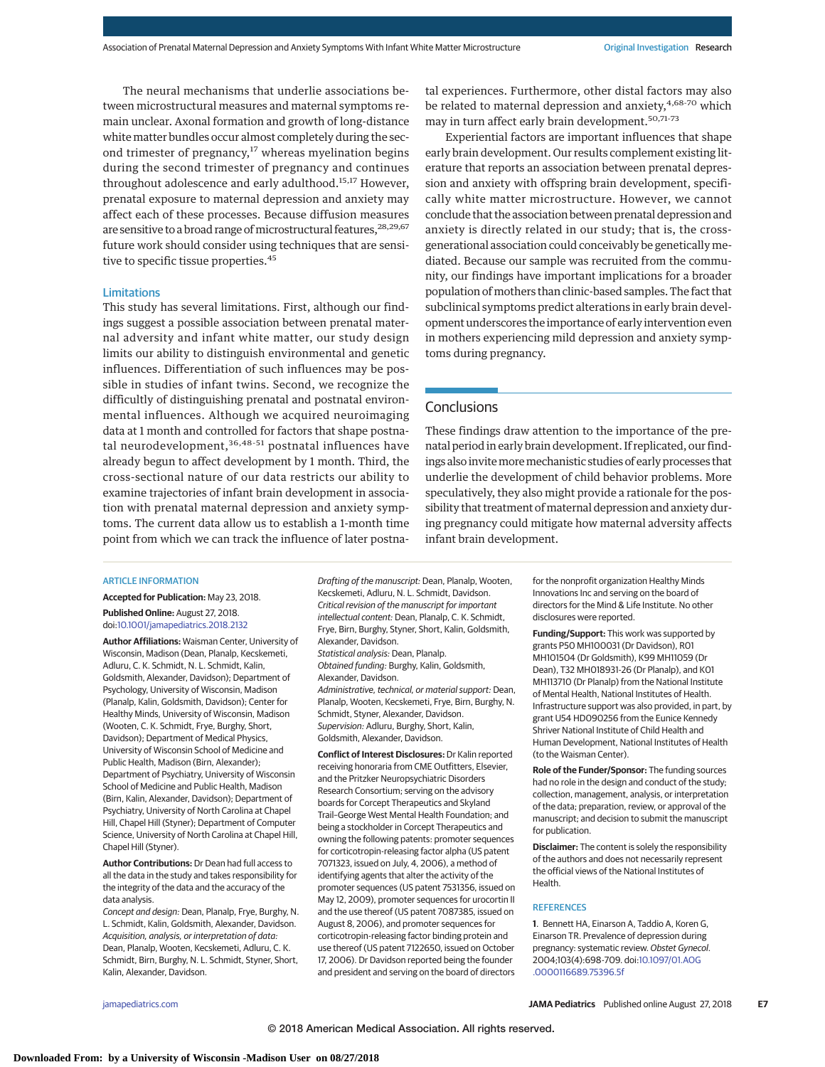The neural mechanisms that underlie associations between microstructural measures and maternal symptoms remain unclear. Axonal formation and growth of long-distance white matter bundles occur almost completely during the second trimester of pregnancy,[17] whereas myelination begins during the second trimester of pregnancy and continues throughout adolescence and early adulthood.[15,17] However, prenatal exposure to maternal depression and anxiety may affect each of these processes. Because diffusion measures are sensitive to a broad range of microstructural features,[28,29,67] future work should consider using techniques that are sensitive to specific tissue properties.[45]

### Limitations

This study has several limitations. First, although our findings suggest a possible association between prenatal maternal adversity and infant white matter, our study design limits our ability to distinguish environmental and genetic influences. Differentiation of such influences may be possible in studies of infant twins. Second, we recognize the difficultly of distinguishing prenatal and postnatal environmental influences. Although we acquired neuroimaging data at 1 month and controlled for factors that shape postnatal neurodevelopment,[36,48-51] postnatal influences have already begun to affect development by 1 month. Third, the cross-sectional nature of our data restricts our ability to examine trajectories of infant brain development in association with prenatal maternal depression and anxiety symptoms. The current data allow us to establish a 1-month time point from which we can track the influence of later postnatal experiences. Furthermore, other distal factors may also be related to maternal depression and anxiety,[4,68-70] which may in turn affect early brain development.[50,71-73]

Experiential factors are important influences that shape early brain development. Our results complement existing literature that reports an association between prenatal depression and anxiety with offspring brain development, specifically white matter microstructure. However, we cannot conclude that the association between prenatal depression and anxiety is directly related in our study; that is, the cross-generational association could conceivably be genetically mediated. Because our sample was recruited from the community, our findings have important implications for a broader population of mothers than clinic-based samples. The fact that subclinical symptoms predict alterations in early brain development underscores the importance of early intervention even in mothers experiencing mild depression and anxiety symptoms during pregnancy.

## Conclusions

These findings draw attention to the importance of the prenatal period in early brain development. If replicated, our findings also invite more mechanistic studies of early processes that underlie the development of child behavior problems. More speculatively, they also might provide a rationale for the possibility that treatment of maternal depression and anxiety during pregnancy could mitigate how maternal adversity affects infant brain development.

### ARTICLE INFORMATION

**Accepted for Publication:** May 23, 2018.

**Published Online:** August 27, 2018. doi:10.1001/jamapediatrics.2018.2132

**Author Affiliations:** Waisman Center, University of Wisconsin, Madison (Dean, Planalp, Kecskemeti, Adluru, C. K. Schmidt, N. L. Schmidt, Kalin, Goldsmith, Alexander, Davidson); Department of Psychology, University of Wisconsin, Madison (Planalp, Kalin, Goldsmith, Davidson); Center for Healthy Minds, University of Wisconsin, Madison (Wooten, C. K. Schmidt, Frye, Burghy, Short, Davidson); Department of Medical Physics, University of Wisconsin School of Medicine and Public Health, Madison (Birn, Alexander); Department of Psychiatry, University of Wisconsin School of Medicine and Public Health, Madison (Birn, Kalin, Alexander, Davidson); Department of Psychiatry, University of North Carolina at Chapel Hill, Chapel Hill (Styner); Department of Computer Science, University of North Carolina at Chapel Hill, Chapel Hill (Styner).

**Author Contributions:** Dr Dean had full access to all the data in the study and takes responsibility for the integrity of the data and the accuracy of the data analysis.

*Concept and design:* Dean, Planalp, Frye, Burghy, N. L. Schmidt, Kalin, Goldsmith, Alexander, Davidson.
*Acquisition, analysis, or interpretation of data:* Dean, Planalp, Wooten, Kecskemeti, Adluru, C. K. Schmidt, Birn, Burghy, N. L. Schmidt, Styner, Short, Kalin, Alexander, Davidson.
*Drafting of the manuscript:* Dean, Planalp, Wooten, Kecskemeti, Adluru, N. L. Schmidt, Davidson.
*Critical revision of the manuscript for important intellectual content:* Dean, Planalp, C. K. Schmidt, Frye, Birn, Burghy, Styner, Short, Kalin, Goldsmith, Alexander, Davidson.
*Statistical analysis:* Dean, Planalp.
*Obtained funding:* Burghy, Kalin, Goldsmith, Alexander, Davidson.
*Administrative, technical, or material support:* Dean, Planalp, Wooten, Kecskemeti, Frye, Birn, Burghy, N. Schmidt, Styner, Alexander, Davidson.
*Supervision:* Adluru, Burghy, Short, Kalin, Goldsmith, Alexander, Davidson.

**Conflict of Interest Disclosures:** Dr Kalin reported receiving honoraria from CME Outfitters, Elsevier, and the Pritzker Neuropsychiatric Disorders Research Consortium; serving on the advisory boards for Corcept Therapeutics and Skyland Trail–George West Mental Health Foundation; and being a stockholder in Corcept Therapeutics and owning the following patents: promoter sequences for corticotropin-releasing factor alpha (US patent 7071323, issued on July, 4, 2006), a method of identifying agents that alter the activity of the promoter sequences (US patent 7531356, issued on May 12, 2009), promoter sequences for urocortin II and the use thereof (US patent 7087385, issued on August 8, 2006), and promoter sequences for corticotropin-releasing factor binding protein and use thereof (US patent 7122650, issued on October 17, 2006). Dr Davidson reported being the founder and president and serving on the board of directors for the nonprofit organization Healthy Minds Innovations Inc and serving on the board of directors for the Mind & Life Institute. No other disclosures were reported.

**Funding/Support:** This work was supported by grants P50 MH100031 (Dr Davidson), R01 MH101504 (Dr Goldsmith), K99 MH111059 (Dr Dean), T32 MH018931-26 (Dr Planalp), and K01 MH113710 (Dr Planalp) from the National Institute of Mental Health, National Institutes of Health. Infrastructure support was also provided, in part, by grant U54 HD090256 from the Eunice Kennedy Shriver National Institute of Child Health and Human Development, National Institutes of Health (to the Waisman Center).

**Role of the Funder/Sponsor:** The funding sources had no role in the design and conduct of the study; collection, management, analysis, or interpretation of the data; preparation, review, or approval of the manuscript; and decision to submit the manuscript for publication.

**Disclaimer:** The content is solely the responsibility of the authors and does not necessarily represent the official views of the National Institutes of Health.

### REFERENCES

1. Bennett HA, Einarson A, Taddio A, Koren G, Einarson TR. Prevalence of depression during pregnancy: systematic review. *Obstet Gynecol*. 2004;103(4):698-709. doi:10.1097/01.AOG.0000116689.75396.5f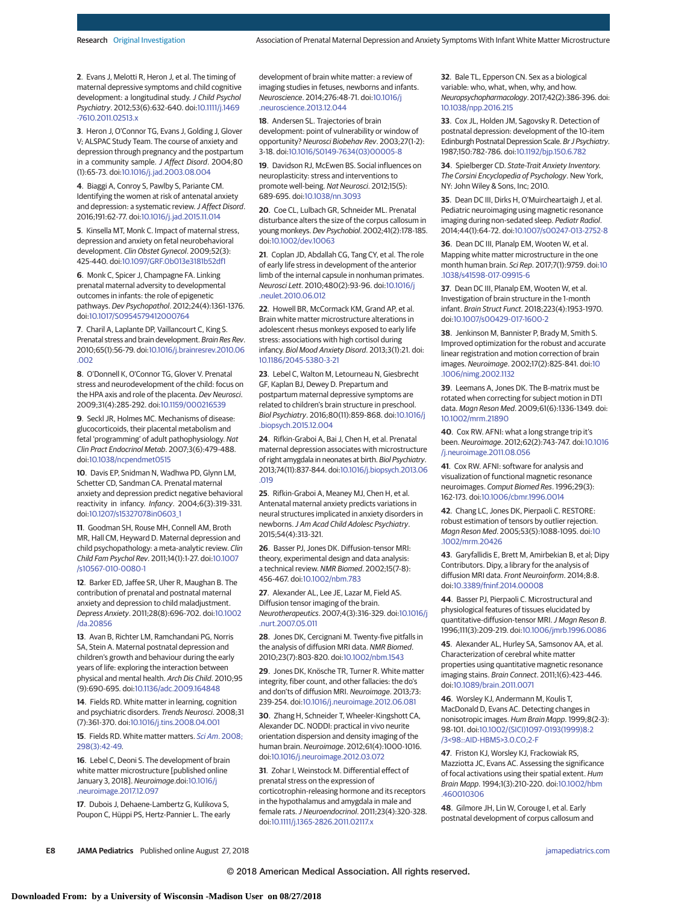2. Evans J, Melotti R, Heron J, et al. The timing of maternal depressive symptoms and child cognitive development: a longitudinal study. *J Child Psychol Psychiatry*. 2012;53(6):632-640. doi:10.1111/j.1469-7610.2011.02513.x

3. Heron J, O'Connor TG, Evans J, Golding J, Glover V; ALSPAC Study Team. The course of anxiety and depression through pregnancy and the postpartum in a community sample. *J Affect Disord*. 2004;80(1):65-73. doi:10.1016/j.jad.2003.08.004

4. Biaggi A, Conroy S, Pawlby S, Pariante CM. Identifying the women at risk of antenatal anxiety and depression: a systematic review. *J Affect Disord*. 2016;191:62-77. doi:10.1016/j.jad.2015.11.014

5. Kinsella MT, Monk C. Impact of maternal stress, depression and anxiety on fetal neurobehavioral development. *Clin Obstet Gynecol*. 2009;52(3):425-440. doi:10.1097/GRF.0b013e3181b52df1

6. Monk C, Spicer J, Champagne FA. Linking prenatal maternal adversity to developmental outcomes in infants: the role of epigenetic pathways. *Dev Psychopathol*. 2012;24(4):1361-1376. doi:10.1017/S0954579412000764

7. Charil A, Laplante DP, Vaillancourt C, King S. Prenatal stress and brain development. *Brain Res Rev*. 2010;65(1):56-79. doi:10.1016/j.brainresrev.2010.06.002

8. O'Donnell K, O'Connor TG, Glover V. Prenatal stress and neurodevelopment of the child: focus on the HPA axis and role of the placenta. *Dev Neurosci*. 2009;31(4):285-292. doi:10.1159/000216539

9. Seckl JR, Holmes MC. Mechanisms of disease: glucocorticoids, their placental metabolism and fetal 'programming' of adult pathophysiology. *Nat Clin Pract Endocrinol Metab*. 2007;3(6):479-488. doi:10.1038/ncpendmet0515

10. Davis EP, Snidman N, Wadhwa PD, Glynn LM, Schetter CD, Sandman CA. Prenatal maternal anxiety and depression predict negative behavioral reactivity in infancy. *Infancy*. 2004;6(3):319-331. doi:10.1207/s15327078in0603_1

11. Goodman SH, Rouse MH, Connell AM, Broth MR, Hall CM, Heyward D. Maternal depression and child psychopathology: a meta-analytic review. *Clin Child Fam Psychol Rev*. 2011;14(1):1-27. doi:10.1007/s10567-010-0080-1

12. Barker ED, Jaffee SR, Uher R, Maughan B. The contribution of prenatal and postnatal maternal anxiety and depression to child maladjustment. *Depress Anxiety*. 2011;28(8):696-702. doi:10.1002/da.20856

13. Avan B, Richter LM, Ramchandani PG, Norris SA, Stein A. Maternal postnatal depression and children's growth and behaviour during the early years of life: exploring the interaction between physical and mental health. *Arch Dis Child*. 2010;95(9):690-695. doi:10.1136/adc.2009.164848

14. Fields RD. White matter in learning, cognition and psychiatric disorders. *Trends Neurosci*. 2008;31(7):361-370. doi:10.1016/j.tins.2008.04.001

15. Fields RD. White matter matters. *Sci Am*. 2008;298(3):42-49.

16. Lebel C, Deoni S. The development of brain white matter microstructure [published online January 3, 2018]. *Neuroimage*.doi:10.1016/j.neuroimage.2017.12.097

17. Dubois J, Dehaene-Lambertz G, Kulikova S, Poupon C, Hüppi PS, Hertz-Pannier L. The early development of brain white matter: a review of imaging studies in fetuses, newborns and infants. *Neuroscience*. 2014;276:48-71. doi:10.1016/j.neuroscience.2013.12.044

18. Andersen SL. Trajectories of brain development: point of vulnerability or window of opportunity? *Neurosci Biobehav Rev*. 2003;27(1-2):3-18. doi:10.1016/S0149-7634(03)00005-8

19. Davidson RJ, McEwen BS. Social influences on neuroplasticity: stress and interventions to promote well-being. *Nat Neurosci*. 2012;15(5):689-695. doi:10.1038/nn.3093

20. Coe CL, Lulbach GR, Schneider ML. Prenatal disturbance alters the size of the corpus callosum in young monkeys. *Dev Psychobiol*. 2002;41(2):178-185. doi:10.1002/dev.10063

21. Coplan JD, Abdallah CG, Tang CY, et al. The role of early life stress in development of the anterior limb of the internal capsule in nonhuman primates. *Neurosci Lett*. 2010;480(2):93-96. doi:10.1016/j.neulet.2010.06.012

22. Howell BR, McCormack KM, Grand AP, et al. Brain white matter microstructure alterations in adolescent rhesus monkeys exposed to early life stress: associations with high cortisol during infancy. *Biol Mood Anxiety Disord*. 2013;3(1):21. doi:10.1186/2045-5380-3-21

23. Lebel C, Walton M, Letourneau N, Giesbrecht GF, Kaplan BJ, Dewey D. Prepartum and postpartum maternal depressive symptoms are related to children's brain structure in preschool. *Biol Psychiatry*. 2016;80(11):859-868. doi:10.1016/j.biopsych.2015.12.004

24. Rifkin-Graboi A, Bai J, Chen H, et al. Prenatal maternal depression associates with microstructure of right amygdala in neonates at birth. *Biol Psychiatry*. 2013;74(11):837-844. doi:10.1016/j.biopsych.2013.06.019

25. Rifkin-Graboi A, Meaney MJ, Chen H, et al. Antenatal maternal anxiety predicts variations in neural structures implicated in anxiety disorders in newborns. *J Am Acad Child Adolesc Psychiatry*. 2015;54(4):313-321.

26. Basser PJ, Jones DK. Diffusion-tensor MRI: theory, experimental design and data analysis: a technical review. *NMR Biomed*. 2002;15(7-8):456-467. doi:10.1002/nbm.783

27. Alexander AL, Lee JE, Lazar M, Field AS. Diffusion tensor imaging of the brain. *Neurotherapeutics*. 2007;4(3):316-329. doi:10.1016/j.nurt.2007.05.011

28. Jones DK, Cercignani M. Twenty-five pitfalls in the analysis of diffusion MRI data. *NMR Biomed*. 2010;23(7):803-820. doi:10.1002/nbm.1543

29. Jones DK, Knösche TR, Turner R. White matter integrity, fiber count, and other fallacies: the do's and don'ts of diffusion MRI. *Neuroimage*. 2013;73:239-254. doi:10.1016/j.neuroimage.2012.06.081

30. Zhang H, Schneider T, Wheeler-Kingshott CA, Alexander DC. NODDI: practical in vivo neurite orientation dispersion and density imaging of the human brain. *Neuroimage*. 2012;61(4):1000-1016. doi:10.1016/j.neuroimage.2012.03.072

31. Zohar I, Weinstock M. Differential effect of prenatal stress on the expression of corticotrophin-releasing hormone and its receptors in the hypothalamus and amygdala in male and female rats. *J Neuroendocrinol*. 2011;23(4):320-328. doi:10.1111/j.1365-2826.2011.02117.x

32. Bale TL, Epperson CN. Sex as a biological variable: who, what, when, why, and how. *Neuropsychopharmacology*. 2017;42(2):386-396. doi:10.1038/npp.2016.215

33. Cox JL, Holden JM, Sagovsky R. Detection of postnatal depression: development of the 10-item Edinburgh Postnatal Depression Scale. *Br J Psychiatry*. 1987;150:782-786. doi:10.1192/bjp.150.6.782

34. Spielberger CD. *State-Trait Anxiety Inventory. The Corsini Encyclopedia of Psychology*. New York, NY: John Wiley & Sons, Inc; 2010.

35. Dean DC III, Dirks H, O'Muircheartaigh J, et al. Pediatric neuroimaging using magnetic resonance imaging during non-sedated sleep. *Pediatr Radiol*. 2014;44(1):64-72. doi:10.1007/s00247-013-2752-8

36. Dean DC III, Planalp EM, Wooten W, et al. Mapping white matter microstructure in the one month human brain. *Sci Rep*. 2017;7(1):9759. doi:10.1038/s41598-017-09915-6

37. Dean DC III, Planalp EM, Wooten W, et al. Investigation of brain structure in the 1-month infant. *Brain Struct Funct*. 2018;223(4):1953-1970. doi:10.1007/s00429-017-1600-2

38. Jenkinson M, Bannister P, Brady M, Smith S. Improved optimization for the robust and accurate linear registration and motion correction of brain images. *Neuroimage*. 2002;17(2):825-841. doi:10.1006/nimg.2002.1132

39. Leemans A, Jones DK. The B-matrix must be rotated when correcting for subject motion in DTI data. *Magn Reson Med*. 2009;61(6):1336-1349. doi:10.1002/mrm.21890

40. Cox RW. AFNI: what a long strange trip it's been. *Neuroimage*. 2012;62(2):743-747. doi:10.1016/j.neuroimage.2011.08.056

41. Cox RW. AFNI: software for analysis and visualization of functional magnetic resonance neuroimages. *Comput Biomed Res*. 1996;29(3):162-173. doi:10.1006/cbmr.1996.0014

42. Chang LC, Jones DK, Pierpaoli C. RESTORE: robust estimation of tensors by outlier rejection. *Magn Reson Med*. 2005;53(5):1088-1095. doi:10.1002/mrm.20426

43. Garyfallidis E, Brett M, Amirbekian B, et al; Dipy Contributors. Dipy, a library for the analysis of diffusion MRI data. *Front Neuroinform*. 2014;8:8. doi:10.3389/fninf.2014.00008

44. Basser PJ, Pierpaoli C. Microstructural and physiological features of tissues elucidated by quantitative-diffusion-tensor MRI. *J Magn Reson B*. 1996;111(3):209-219. doi:10.1006/jmrb.1996.0086

45. Alexander AL, Hurley SA, Samsonov AA, et al. Characterization of cerebral white matter properties using quantitative magnetic resonance imaging stains. *Brain Connect*. 2011;1(6):423-446. doi:10.1089/brain.2011.0071

46. Worsley KJ, Andermann M, Koulis T, MacDonald D, Evans AC. Detecting changes in nonisotropic images. *Hum Brain Mapp*. 1999;8(2-3):98-101. doi:10.1002/(SICI)1097-0193(1999)8:2/3<98::AID-HBM5>3.0.CO;2-F

47. Friston KJ, Worsley KJ, Frackowiak RS, Mazziotta JC, Evans AC. Assessing the significance of focal activations using their spatial extent. *Hum Brain Mapp*. 1994;1(3):210-220. doi:10.1002/hbm.460010306

48. Gilmore JH, Lin W, Corouge I, et al. Early postnatal development of corpus callosum and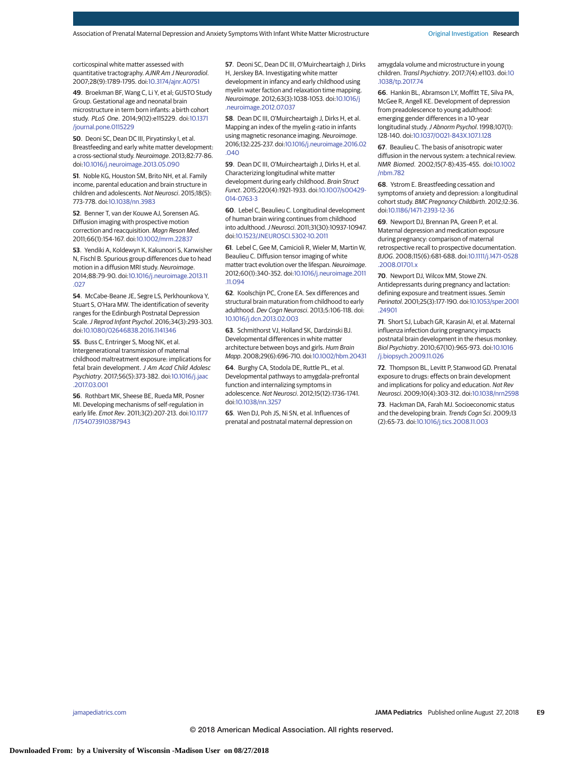corticospinal white matter assessed with quantitative tractography. *AJNR Am J Neuroradiol*. 2007;28(9):1789-1795. doi:10.3174/ajnr.A0751

**49**. Broekman BF, Wang C, Li Y, et al; GUSTO Study Group. Gestational age and neonatal brain microstructure in term born infants: a birth cohort study. *PLoS One*. 2014;9(12):e115229. doi:10.1371/journal.pone.0115229

**50**. Deoni SC, Dean DC III, Piryatinsky I, et al. Breastfeeding and early white matter development: a cross-sectional study. *Neuroimage*. 2013;82:77-86. doi:10.1016/j.neuroimage.2013.05.090

**51**. Noble KG, Houston SM, Brito NH, et al. Family income, parental education and brain structure in children and adolescents. *Nat Neurosci*. 2015;18(5):773-778. doi:10.1038/nn.3983

**52**. Benner T, van der Kouwe AJ, Sorensen AG. Diffusion imaging with prospective motion correction and reacquisition. *Magn Reson Med*. 2011;66(1):154-167. doi:10.1002/mrm.22837

**53**. Yendiki A, Koldewyn K, Kakunoori S, Kanwisher N, Fischl B. Spurious group differences due to head motion in a diffusion MRI study. *Neuroimage*. 2014;88:79-90. doi:10.1016/j.neuroimage.2013.11.027

**54**. McCabe-Beane JE, Segre LS, Perkhounkova Y, Stuart S, O'Hara MW. The identification of severity ranges for the Edinburgh Postnatal Depression Scale. *J Reprod Infant Psychol*. 2016;34(3):293-303. doi:10.1080/02646838.2016.1141346

**55**. Buss C, Entringer S, Moog NK, et al. Intergenerational transmission of maternal childhood maltreatment exposure: implications for fetal brain development. *J Am Acad Child Adolesc Psychiatry*. 2017;56(5):373-382. doi:10.1016/j.jaac.2017.03.001

**56**. Rothbart MK, Sheese BE, Rueda MR, Posner MI. Developing mechanisms of self-regulation in early life. *Emot Rev*. 2011;3(2):207-213. doi:10.1177/1754073910387943

**57**. Deoni SC, Dean DC III, O'Muircheartaigh J, Dirks H, Jerskey BA. Investigating white matter development in infancy and early childhood using myelin water faction and relaxation time mapping. *Neuroimage*. 2012;63(3):1038-1053. doi:10.1016/j.neuroimage.2012.07.037

**58**. Dean DC III, O'Muircheartaigh J, Dirks H, et al. Mapping an index of the myelin g-ratio in infants using magnetic resonance imaging. *Neuroimage*. 2016;132:225-237. doi:10.1016/j.neuroimage.2016.02.040

**59**. Dean DC III, O'Muircheartaigh J, Dirks H, et al. Characterizing longitudinal white matter development during early childhood. *Brain Struct Funct*. 2015;220(4):1921-1933. doi:10.1007/s00429-014-0763-3

**60**. Lebel C, Beaulieu C. Longitudinal development of human brain wiring continues from childhood into adulthood. *J Neurosci*. 2011;31(30):10937-10947. doi:10.1523/JNEUROSCI.5302-10.2011

**61**. Lebel C, Gee M, Camicioli R, Wieler M, Martin W, Beaulieu C. Diffusion tensor imaging of white matter tract evolution over the lifespan. *Neuroimage*. 2012;60(1):340-352. doi:10.1016/j.neuroimage.2011.11.094

**62**. Koolschijn PC, Crone EA. Sex differences and structural brain maturation from childhood to early adulthood. *Dev Cogn Neurosci*. 2013;5:106-118. doi:10.1016/j.dcn.2013.02.003

**63**. Schmithorst VJ, Holland SK, Dardzinski BJ. Developmental differences in white matter architecture between boys and girls. *Hum Brain Mapp*. 2008;29(6):696-710. doi:10.1002/hbm.20431

**64**. Burghy CA, Stodola DE, Ruttle PL, et al. Developmental pathways to amygdala-prefrontal function and internalizing symptoms in adolescence. *Nat Neurosci*. 2012;15(12):1736-1741. doi:10.1038/nn.3257

**65**. Wen DJ, Poh JS, Ni SN, et al. Influences of prenatal and postnatal maternal depression on amygdala volume and microstructure in young children. *Transl Psychiatry*. 2017;7(4):e1103. doi:10.1038/tp.2017.74

**66**. Hankin BL, Abramson LY, Moffitt TE, Silva PA, McGee R, Angell KE. Development of depression from preadolescence to young adulthood: emerging gender differences in a 10-year longitudinal study. *J Abnorm Psychol*. 1998;107(1):128-140. doi:10.1037/0021-843X.107.1.128

**67**. Beaulieu C. The basis of anisotropic water diffusion in the nervous system: a technical review. *NMR Biomed*. 2002;15(7-8):435-455. doi:10.1002/nbm.782

**68**. Ystrom E. Breastfeeding cessation and symptoms of anxiety and depression: a longitudinal cohort study. *BMC Pregnancy Childbirth*. 2012;12:36. doi:10.1186/1471-2393-12-36

**69**. Newport DJ, Brennan PA, Green P, et al. Maternal depression and medication exposure during pregnancy: comparison of maternal retrospective recall to prospective documentation. *BJOG*. 2008;115(6):681-688. doi:10.1111/j.1471-0528.2008.01701.x

**70**. Newport DJ, Wilcox MM, Stowe ZN. Antidepressants during pregnancy and lactation: defining exposure and treatment issues. *Semin Perinatol*. 2001;25(3):177-190. doi:10.1053/sper.2001.24901

**71**. Short SJ, Lubach GR, Karasin AI, et al. Maternal influenza infection during pregnancy impacts postnatal brain development in the rhesus monkey. *Biol Psychiatry*. 2010;67(10):965-973. doi:10.1016/j.biopsych.2009.11.026

**72**. Thompson BL, Levitt P, Stanwood GD. Prenatal exposure to drugs: effects on brain development and implications for policy and education. *Nat Rev Neurosci*. 2009;10(4):303-312. doi:10.1038/nrn2598

**73**. Hackman DA, Farah MJ. Socioeconomic status and the developing brain. *Trends Cogn Sci*. 2009;13(2):65-73. doi:10.1016/j.tics.2008.11.003